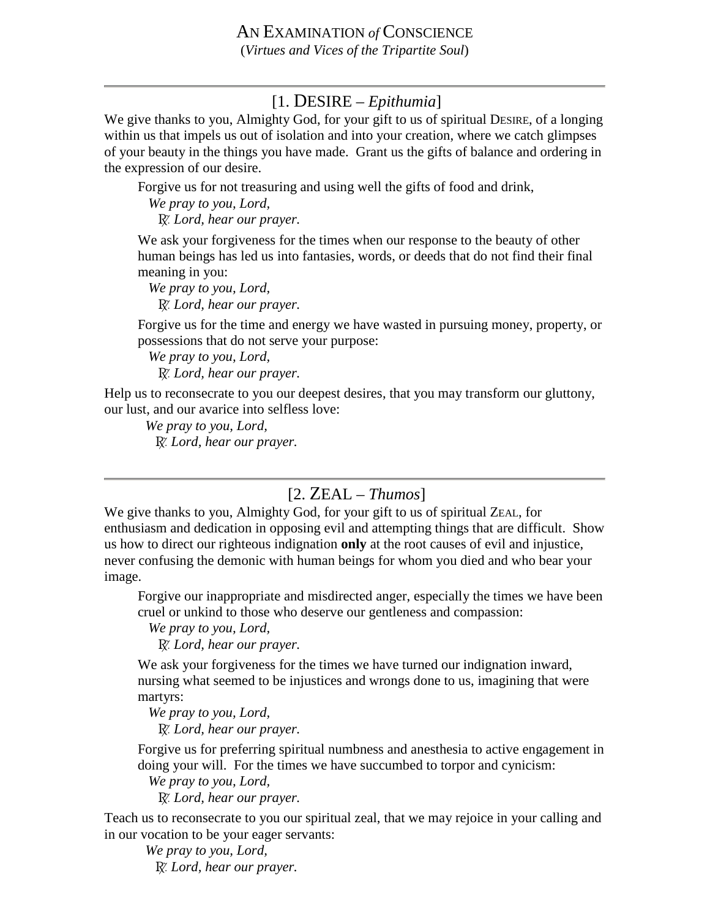# AN EXAMINATION *of* CONSCIENCE

(*Virtues and Vices of the Tripartite Soul*)

---

## [1. DESIRE – *Epithumia*]

We give thanks to you, Almighty God, for your gift to us of spiritual DESIRE, of a longing within us that impels us out of isolation and into your creation, where we catch glimpses of your beauty in the things you have made. Grant us the gifts of balance and ordering in the expression of our desire.

> Forgive us for not treasuring and using well the gifts of food and drink,
>
> *We pray to you, Lord,*
>
> ℟. *Lord, hear our prayer.*
>
> We ask your forgiveness for the times when our response to the beauty of other human beings has led us into fantasies, words, or deeds that do not find their final meaning in you:
>
> *We pray to you, Lord,*
>
> ℟. *Lord, hear our prayer.*
>
> Forgive us for the time and energy we have wasted in pursuing money, property, or possessions that do not serve your purpose:
>
> *We pray to you, Lord,*
>
> ℟. *Lord, hear our prayer.*

Help us to reconsecrate to you our deepest desires, that you may transform our gluttony, our lust, and our avarice into selfless love:

*We pray to you, Lord,*

℟. *Lord, hear our prayer.*

---

## [2. ZEAL – *Thumos*]

We give thanks to you, Almighty God, for your gift to us of spiritual ZEAL, for enthusiasm and dedication in opposing evil and attempting things that are difficult. Show us how to direct our righteous indignation **only** at the root causes of evil and injustice, never confusing the demonic with human beings for whom you died and who bear your image.

> Forgive our inappropriate and misdirected anger, especially the times we have been cruel or unkind to those who deserve our gentleness and compassion:
>
> *We pray to you, Lord,*
>
> ℟. *Lord, hear our prayer.*
>
> We ask your forgiveness for the times we have turned our indignation inward, nursing what seemed to be injustices and wrongs done to us, imagining that were martyrs:
>
> *We pray to you, Lord,*
>
> ℟. *Lord, hear our prayer.*
>
> Forgive us for preferring spiritual numbness and anesthesia to active engagement in doing your will. For the times we have succumbed to torpor and cynicism:
>
> *We pray to you, Lord,*
>
> ℟. *Lord, hear our prayer.*

Teach us to reconsecrate to you our spiritual zeal, that we may rejoice in your calling and in our vocation to be your eager servants:

*We pray to you, Lord,*

℟. *Lord, hear our prayer.*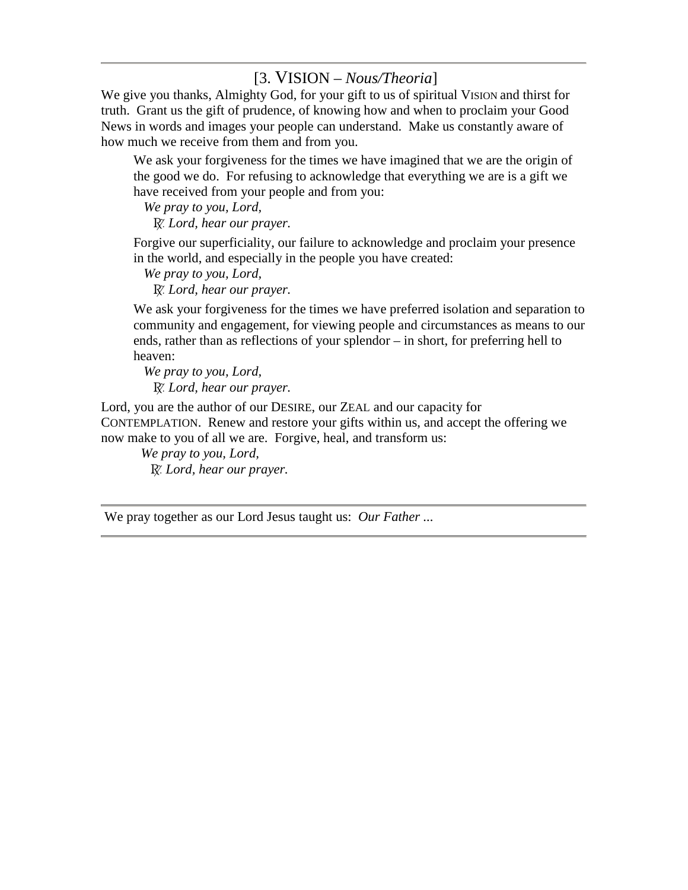## [3. VISION – *Nous/Theoria*]

We give you thanks, Almighty God, for your gift to us of spiritual VISION and thirst for truth. Grant us the gift of prudence, of knowing how and when to proclaim your Good News in words and images your people can understand. Make us constantly aware of how much we receive from them and from you.

> We ask your forgiveness for the times we have imagined that we are the origin of the good we do. For refusing to acknowledge that everything we are is a gift we have received from your people and from you:
>
> *We pray to you, Lord,*
>
> ℟. *Lord, hear our prayer.*
>
> Forgive our superficiality, our failure to acknowledge and proclaim your presence in the world, and especially in the people you have created:
>
> *We pray to you, Lord,*
>
> ℟. *Lord, hear our prayer.*
>
> We ask your forgiveness for the times we have preferred isolation and separation to community and engagement, for viewing people and circumstances as means to our ends, rather than as reflections of your splendor – in short, for preferring hell to heaven:
>
> *We pray to you, Lord,*
>
> ℟. *Lord, hear our prayer.*

Lord, you are the author of our DESIRE, our ZEAL and our capacity for CONTEMPLATION. Renew and restore your gifts within us, and accept the offering we now make to you of all we are. Forgive, heal, and transform us:

*We pray to you, Lord,*

℟. *Lord, hear our prayer.*

---

We pray together as our Lord Jesus taught us: *Our Father ...*

---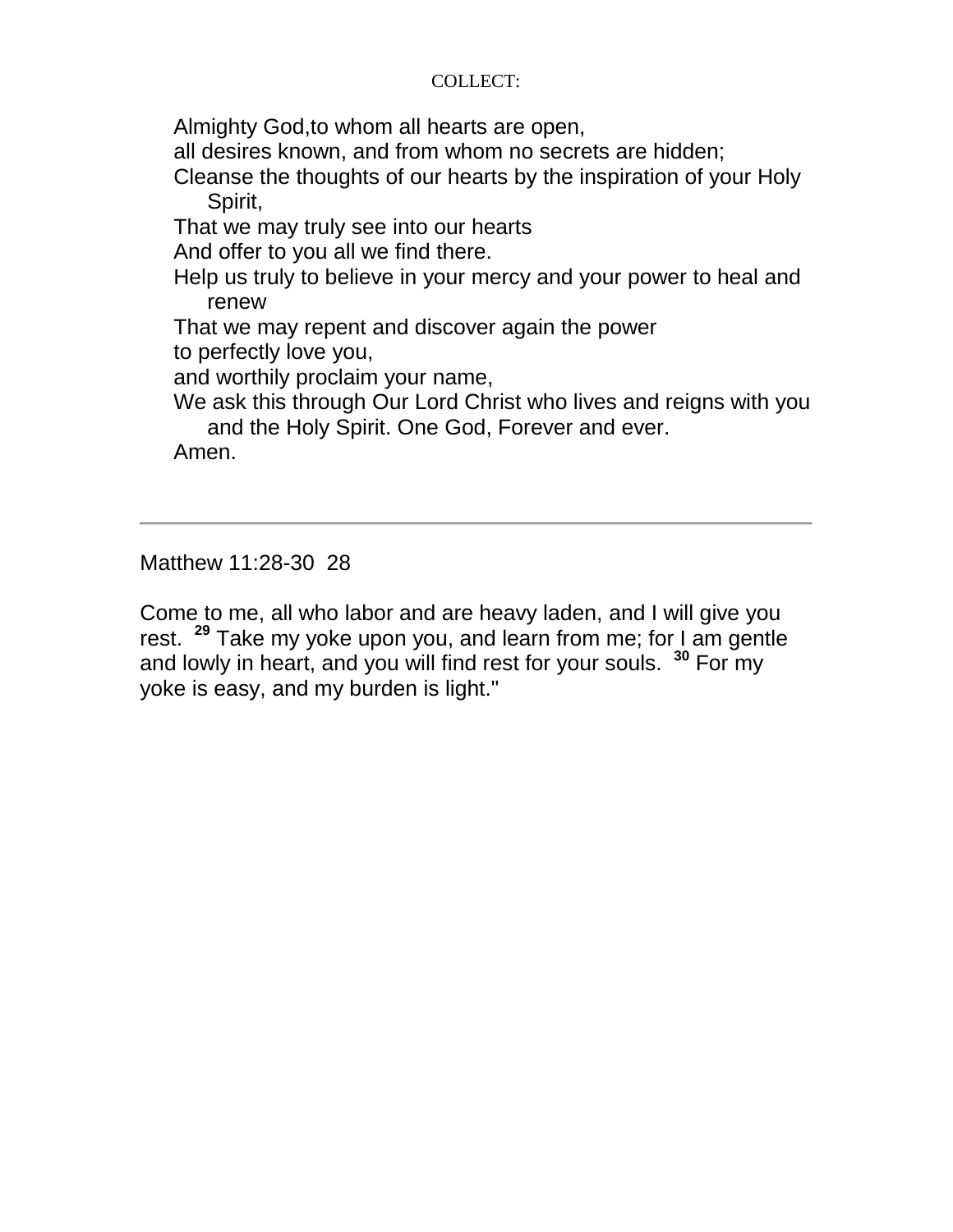COLLECT:

Almighty God,to whom all hearts are open,
all desires known, and from whom no secrets are hidden;
Cleanse the thoughts of our hearts by the inspiration of your Holy Spirit,
That we may truly see into our hearts
And offer to you all we find there.
Help us truly to believe in your mercy and your power to heal and renew
That we may repent and discover again the power
to perfectly love you,
and worthily proclaim your name,
We ask this through Our Lord Christ who lives and reigns with you and the Holy Spirit. One God, Forever and ever.
Amen.

---

Matthew 11:28-30 28

Come to me, all who labor and are heavy laden, and I will give you rest. [29] Take my yoke upon you, and learn from me; for I am gentle and lowly in heart, and you will find rest for your souls. [30] For my yoke is easy, and my burden is light."